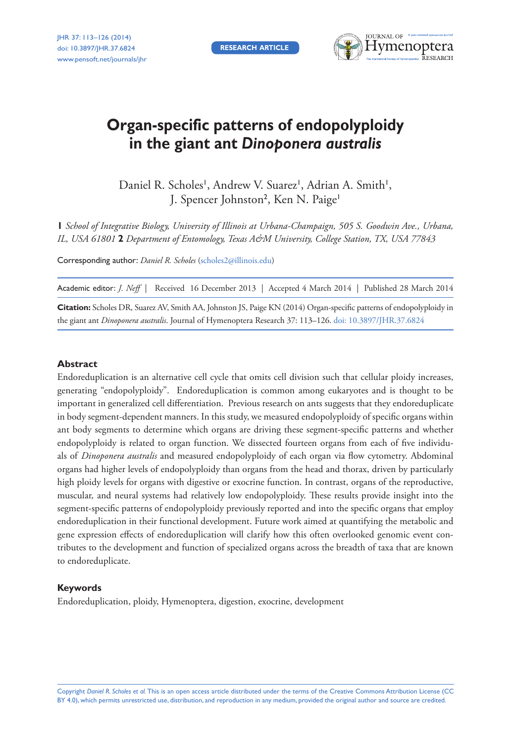# Organ-specific patterns of endopolyploidy in the giant ant *Dinoponera australis*

Daniel R. Scholes[1], Andrew V. Suarez[1], Adrian A. Smith[1], J. Spencer Johnston[2], Ken N. Paige[1]

**1** *School of Integrative Biology, University of Illinois at Urbana-Champaign, 505 S. Goodwin Ave., Urbana, IL, USA 61801* **2** *Department of Entomology, Texas A&M University, College Station, TX, USA 77843*

Corresponding author: *Daniel R. Scholes* (scholes2@illinois.edu)

Academic editor: *J. Neff* | Received 16 December 2013 | Accepted 4 March 2014 | Published 28 March 2014

**Citation:** Scholes DR, Suarez AV, Smith AA, Johnston JS, Paige KN (2014) Organ-specific patterns of endopolyploidy in the giant ant *Dinoponera australis*. Journal of Hymenoptera Research 37: 113–126. doi: 10.3897/JHR.37.6824

## Abstract

Endoreduplication is an alternative cell cycle that omits cell division such that cellular ploidy increases, generating "endopolyploidy". Endoreduplication is common among eukaryotes and is thought to be important in generalized cell differentiation. Previous research on ants suggests that they endoreduplicate in body segment-dependent manners. In this study, we measured endopolyploidy of specific organs within ant body segments to determine which organs are driving these segment-specific patterns and whether endopolyploidy is related to organ function. We dissected fourteen organs from each of five individuals of *Dinoponera australis* and measured endopolyploidy of each organ via flow cytometry. Abdominal organs had higher levels of endopolyploidy than organs from the head and thorax, driven by particularly high ploidy levels for organs with digestive or exocrine function. In contrast, organs of the reproductive, muscular, and neural systems had relatively low endopolyploidy. These results provide insight into the segment-specific patterns of endopolyploidy previously reported and into the specific organs that employ endoreduplication in their functional development. Future work aimed at quantifying the metabolic and gene expression effects of endoreduplication will clarify how this often overlooked genomic event contributes to the development and function of specialized organs across the breadth of taxa that are known to endoreduplicate.

## Keywords

Endoreduplication, ploidy, Hymenoptera, digestion, exocrine, development

Copyright *Daniel R. Scholes et al.* This is an open access article distributed under the terms of the Creative Commons Attribution License (CC BY 4.0), which permits unrestricted use, distribution, and reproduction in any medium, provided the original author and source are credited.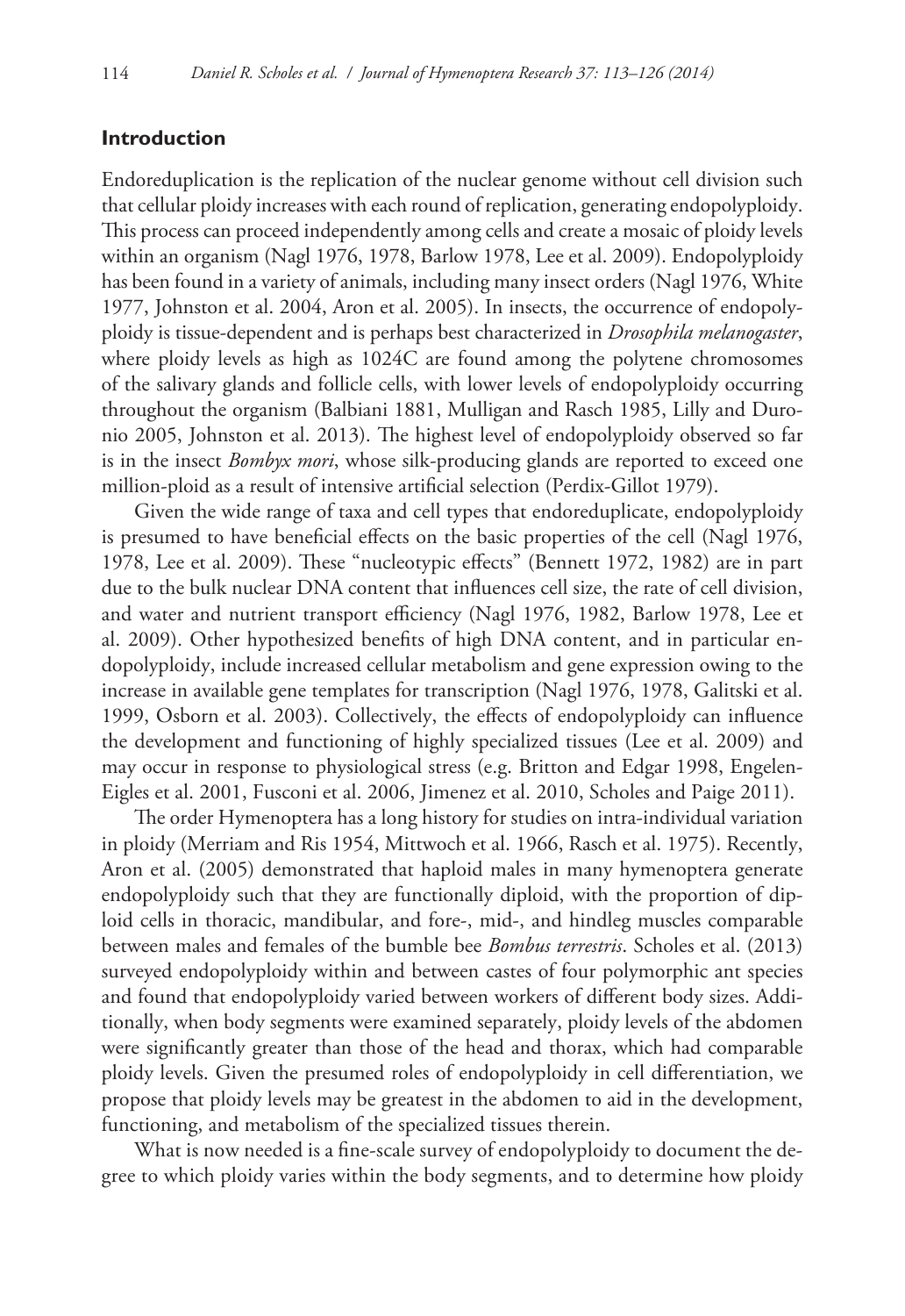## Introduction

Endoreduplication is the replication of the nuclear genome without cell division such that cellular ploidy increases with each round of replication, generating endopolyploidy. This process can proceed independently among cells and create a mosaic of ploidy levels within an organism (Nagl 1976, 1978, Barlow 1978, Lee et al. 2009). Endopolyploidy has been found in a variety of animals, including many insect orders (Nagl 1976, White 1977, Johnston et al. 2004, Aron et al. 2005). In insects, the occurrence of endopolyploidy is tissue-dependent and is perhaps best characterized in *Drosophila melanogaster*, where ploidy levels as high as 1024C are found among the polytene chromosomes of the salivary glands and follicle cells, with lower levels of endopolyploidy occurring throughout the organism (Balbiani 1881, Mulligan and Rasch 1985, Lilly and Duronio 2005, Johnston et al. 2013). The highest level of endopolyploidy observed so far is in the insect *Bombyx mori*, whose silk-producing glands are reported to exceed one million-ploid as a result of intensive artificial selection (Perdix-Gillot 1979).

Given the wide range of taxa and cell types that endoreduplicate, endopolyploidy is presumed to have beneficial effects on the basic properties of the cell (Nagl 1976, 1978, Lee et al. 2009). These "nucleotypic effects" (Bennett 1972, 1982) are in part due to the bulk nuclear DNA content that influences cell size, the rate of cell division, and water and nutrient transport efficiency (Nagl 1976, 1982, Barlow 1978, Lee et al. 2009). Other hypothesized benefits of high DNA content, and in particular endopolyploidy, include increased cellular metabolism and gene expression owing to the increase in available gene templates for transcription (Nagl 1976, 1978, Galitski et al. 1999, Osborn et al. 2003). Collectively, the effects of endopolyploidy can influence the development and functioning of highly specialized tissues (Lee et al. 2009) and may occur in response to physiological stress (e.g. Britton and Edgar 1998, Engelen-Eigles et al. 2001, Fusconi et al. 2006, Jimenez et al. 2010, Scholes and Paige 2011).

The order Hymenoptera has a long history for studies on intra-individual variation in ploidy (Merriam and Ris 1954, Mittwoch et al. 1966, Rasch et al. 1975). Recently, Aron et al. (2005) demonstrated that haploid males in many hymenoptera generate endopolyploidy such that they are functionally diploid, with the proportion of diploid cells in thoracic, mandibular, and fore-, mid-, and hindleg muscles comparable between males and females of the bumble bee *Bombus terrestris*. Scholes et al. (2013) surveyed endopolyploidy within and between castes of four polymorphic ant species and found that endopolyploidy varied between workers of different body sizes. Additionally, when body segments were examined separately, ploidy levels of the abdomen were significantly greater than those of the head and thorax, which had comparable ploidy levels. Given the presumed roles of endopolyploidy in cell differentiation, we propose that ploidy levels may be greatest in the abdomen to aid in the development, functioning, and metabolism of the specialized tissues therein.

What is now needed is a fine-scale survey of endopolyploidy to document the degree to which ploidy varies within the body segments, and to determine how ploidy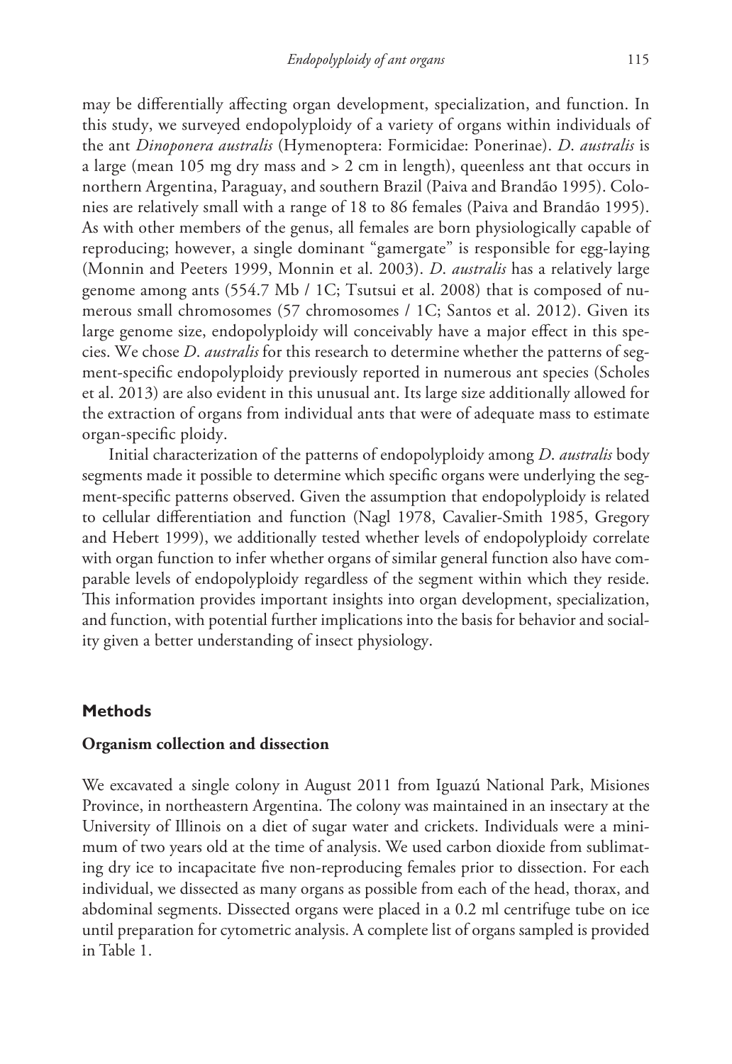may be differentially affecting organ development, specialization, and function. In this study, we surveyed endopolyploidy of a variety of organs within individuals of the ant *Dinoponera australis* (Hymenoptera: Formicidae: Ponerinae). *D. australis* is a large (mean 105 mg dry mass and > 2 cm in length), queenless ant that occurs in northern Argentina, Paraguay, and southern Brazil (Paiva and Brandão 1995). Colonies are relatively small with a range of 18 to 86 females (Paiva and Brandão 1995). As with other members of the genus, all females are born physiologically capable of reproducing; however, a single dominant "gamergate" is responsible for egg-laying (Monnin and Peeters 1999, Monnin et al. 2003). *D. australis* has a relatively large genome among ants (554.7 Mb / 1C; Tsutsui et al. 2008) that is composed of numerous small chromosomes (57 chromosomes / 1C; Santos et al. 2012). Given its large genome size, endopolyploidy will conceivably have a major effect in this species. We chose *D. australis* for this research to determine whether the patterns of segment-specific endopolyploidy previously reported in numerous ant species (Scholes et al. 2013) are also evident in this unusual ant. Its large size additionally allowed for the extraction of organs from individual ants that were of adequate mass to estimate organ-specific ploidy.

Initial characterization of the patterns of endopolyploidy among *D. australis* body segments made it possible to determine which specific organs were underlying the segment-specific patterns observed. Given the assumption that endopolyploidy is related to cellular differentiation and function (Nagl 1978, Cavalier-Smith 1985, Gregory and Hebert 1999), we additionally tested whether levels of endopolyploidy correlate with organ function to infer whether organs of similar general function also have comparable levels of endopolyploidy regardless of the segment within which they reside. This information provides important insights into organ development, specialization, and function, with potential further implications into the basis for behavior and sociality given a better understanding of insect physiology.

## Methods

### Organism collection and dissection

We excavated a single colony in August 2011 from Iguazú National Park, Misiones Province, in northeastern Argentina. The colony was maintained in an insectary at the University of Illinois on a diet of sugar water and crickets. Individuals were a minimum of two years old at the time of analysis. We used carbon dioxide from sublimating dry ice to incapacitate five non-reproducing females prior to dissection. For each individual, we dissected as many organs as possible from each of the head, thorax, and abdominal segments. Dissected organs were placed in a 0.2 ml centrifuge tube on ice until preparation for cytometric analysis. A complete list of organs sampled is provided in Table 1.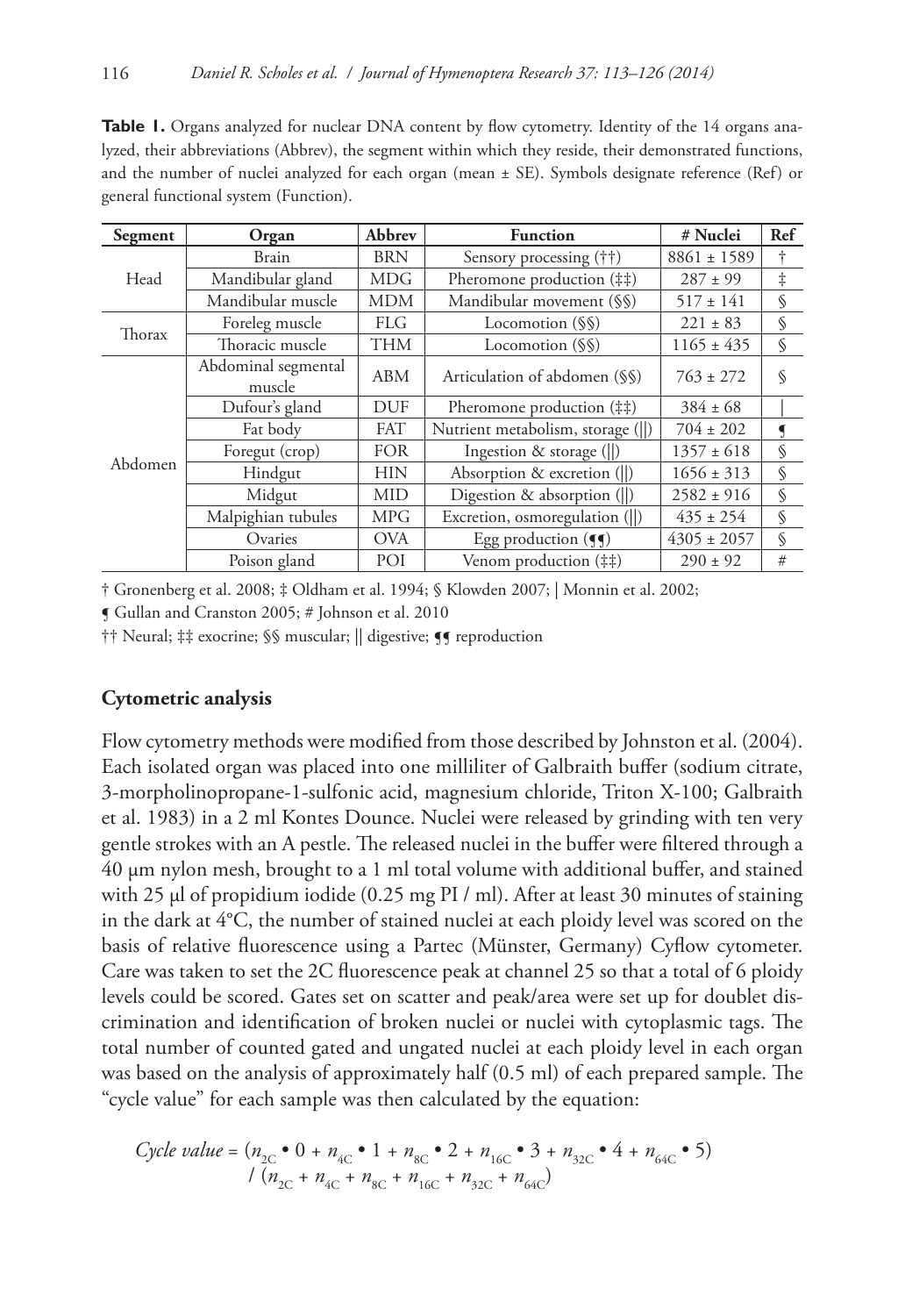**Table 1.** Organs analyzed for nuclear DNA content by flow cytometry. Identity of the 14 organs analyzed, their abbreviations (Abbrev), the segment within which they reside, their demonstrated functions, and the number of nuclei analyzed for each organ (mean ± SE). Symbols designate reference (Ref) or general functional system (Function).

| Segment | Organ | Abbrev | Function | # Nuclei | Ref |
|---|---|---|---|---|---|
| Head | Brain | BRN | Sensory processing (††) | 8861 ± 1589 | † |
| | Mandibular gland | MDG | Pheromone production (‡‡) | 287 ± 99 | ‡ |
| | Mandibular muscle | MDM | Mandibular movement (§§) | 517 ± 141 | § |
| Thorax | Foreleg muscle | FLG | Locomotion (§§) | 221 ± 83 | § |
| | Thoracic muscle | THM | Locomotion (§§) | 1165 ± 435 | § |
| Abdomen | Abdominal segmental muscle | ABM | Articulation of abdomen (§§) | 763 ± 272 | § |
| | Dufour's gland | DUF | Pheromone production (‡‡) | 384 ± 68 | \| |
| | Fat body | FAT | Nutrient metabolism, storage (\|\|) | 704 ± 202 | ¶ |
| | Foregut (crop) | FOR | Ingestion & storage (\|\|) | 1357 ± 618 | § |
| | Hindgut | HIN | Absorption & excretion (\|\|) | 1656 ± 313 | § |
| | Midgut | MID | Digestion & absorption (\|\|) | 2582 ± 916 | § |
| | Malpighian tubules | MPG | Excretion, osmoregulation (\|\|) | 435 ± 254 | § |
| | Ovaries | OVA | Egg production (¶¶) | 4305 ± 2057 | § |
| | Poison gland | POI | Venom production (‡‡) | 290 ± 92 | # |

† Gronenberg et al. 2008; ‡ Oldham et al. 1994; § Klowden 2007; | Monnin et al. 2002;
¶ Gullan and Cranston 2005; # Johnson et al. 2010
†† Neural; ‡‡ exocrine; §§ muscular; || digestive; ¶¶ reproduction

### Cytometric analysis

Flow cytometry methods were modified from those described by Johnston et al. (2004). Each isolated organ was placed into one milliliter of Galbraith buffer (sodium citrate, 3-morpholinopropane-1-sulfonic acid, magnesium chloride, Triton X-100; Galbraith et al. 1983) in a 2 ml Kontes Dounce. Nuclei were released by grinding with ten very gentle strokes with an A pestle. The released nuclei in the buffer were filtered through a 40 µm nylon mesh, brought to a 1 ml total volume with additional buffer, and stained with 25 µl of propidium iodide (0.25 mg PI / ml). After at least 30 minutes of staining in the dark at 4°C, the number of stained nuclei at each ploidy level was scored on the basis of relative fluorescence using a Partec (Münster, Germany) Cyflow cytometer. Care was taken to set the 2C fluorescence peak at channel 25 so that a total of 6 ploidy levels could be scored. Gates set on scatter and peak/area were set up for doublet discrimination and identification of broken nuclei or nuclei with cytoplasmic tags. The total number of counted gated and ungated nuclei at each ploidy level in each organ was based on the analysis of approximately half (0.5 ml) of each prepared sample. The "cycle value" for each sample was then calculated by the equation:

$$Cycle\ value = (n_{2C} \bullet 0 + n_{4C} \bullet 1 + n_{8C} \bullet 2 + n_{16C} \bullet 3 + n_{32C} \bullet 4 + n_{64C} \bullet 5) / (n_{2C} + n_{4C} + n_{8C} + n_{16C} + n_{32C} + n_{64C})$$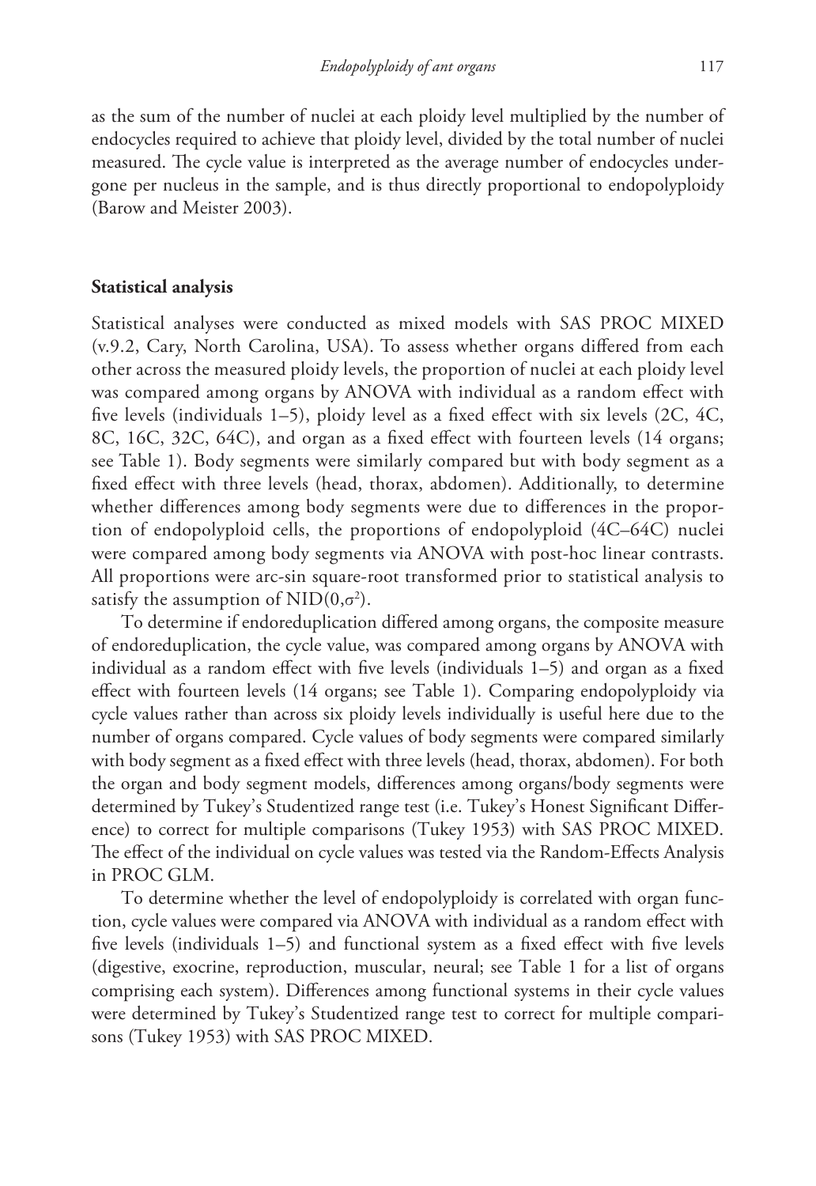as the sum of the number of nuclei at each ploidy level multiplied by the number of endocycles required to achieve that ploidy level, divided by the total number of nuclei measured. The cycle value is interpreted as the average number of endocycles undergone per nucleus in the sample, and is thus directly proportional to endopolyploidy (Barow and Meister 2003).

### Statistical analysis

Statistical analyses were conducted as mixed models with SAS PROC MIXED (v.9.2, Cary, North Carolina, USA). To assess whether organs differed from each other across the measured ploidy levels, the proportion of nuclei at each ploidy level was compared among organs by ANOVA with individual as a random effect with five levels (individuals 1–5), ploidy level as a fixed effect with six levels (2C, 4C, 8C, 16C, 32C, 64C), and organ as a fixed effect with fourteen levels (14 organs; see Table 1). Body segments were similarly compared but with body segment as a fixed effect with three levels (head, thorax, abdomen). Additionally, to determine whether differences among body segments were due to differences in the proportion of endopolyploid cells, the proportions of endopolyploid (4C–64C) nuclei were compared among body segments via ANOVA with post-hoc linear contrasts. All proportions were arc-sin square-root transformed prior to statistical analysis to satisfy the assumption of NID$(0,\sigma^2)$.

To determine if endoreduplication differed among organs, the composite measure of endoreduplication, the cycle value, was compared among organs by ANOVA with individual as a random effect with five levels (individuals 1–5) and organ as a fixed effect with fourteen levels (14 organs; see Table 1). Comparing endopolyploidy via cycle values rather than across six ploidy levels individually is useful here due to the number of organs compared. Cycle values of body segments were compared similarly with body segment as a fixed effect with three levels (head, thorax, abdomen). For both the organ and body segment models, differences among organs/body segments were determined by Tukey's Studentized range test (i.e. Tukey's Honest Significant Difference) to correct for multiple comparisons (Tukey 1953) with SAS PROC MIXED. The effect of the individual on cycle values was tested via the Random-Effects Analysis in PROC GLM.

To determine whether the level of endopolyploidy is correlated with organ function, cycle values were compared via ANOVA with individual as a random effect with five levels (individuals 1–5) and functional system as a fixed effect with five levels (digestive, exocrine, reproduction, muscular, neural; see Table 1 for a list of organs comprising each system). Differences among functional systems in their cycle values were determined by Tukey's Studentized range test to correct for multiple comparisons (Tukey 1953) with SAS PROC MIXED.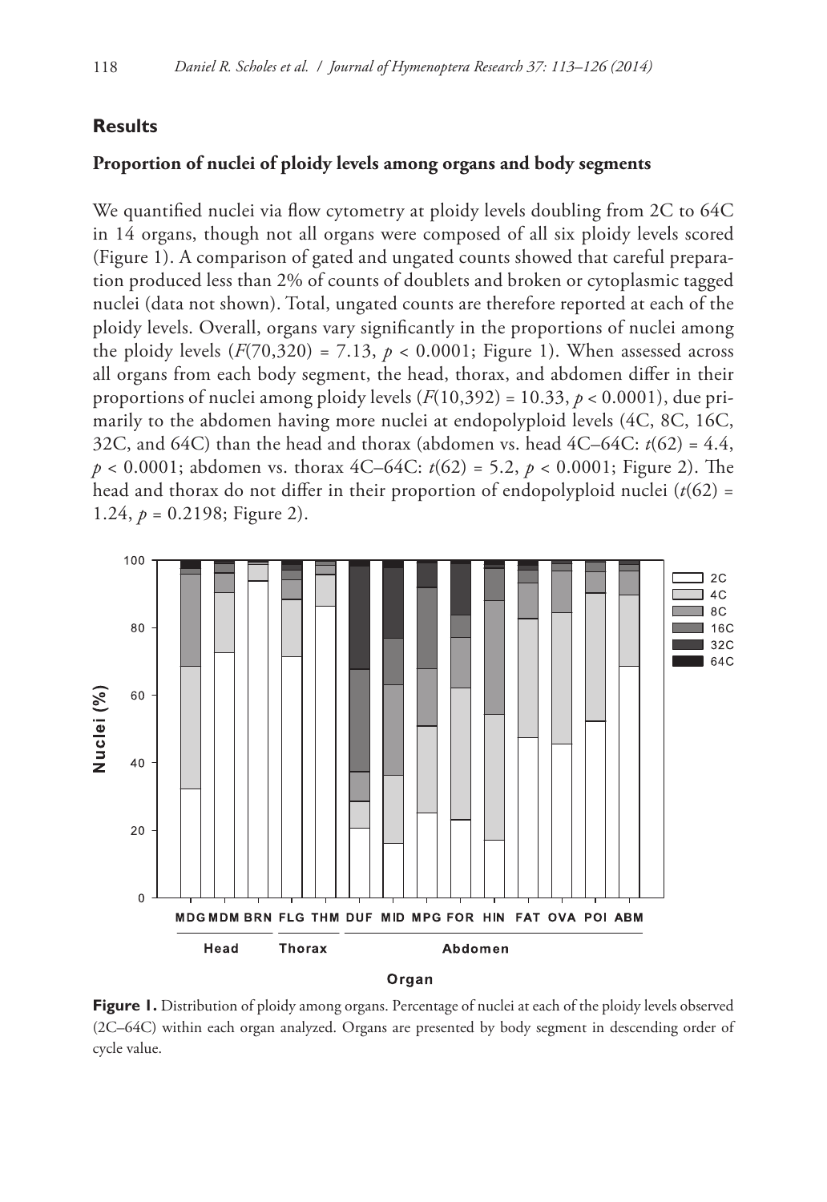## Results

### Proportion of nuclei of ploidy levels among organs and body segments

We quantified nuclei via flow cytometry at ploidy levels doubling from 2C to 64C in 14 organs, though not all organs were composed of all six ploidy levels scored (Figure 1). A comparison of gated and ungated counts showed that careful preparation produced less than 2% of counts of doublets and broken or cytoplasmic tagged nuclei (data not shown). Total, ungated counts are therefore reported at each of the ploidy levels. Overall, organs vary significantly in the proportions of nuclei among the ploidy levels ($F(70,320) = 7.13$, $p < 0.0001$; Figure 1). When assessed across all organs from each body segment, the head, thorax, and abdomen differ in their proportions of nuclei among ploidy levels ($F(10,392) = 10.33$, $p < 0.0001$), due primarily to the abdomen having more nuclei at endopolyploid levels (4C, 8C, 16C, 32C, and 64C) than the head and thorax (abdomen vs. head 4C–64C: $t(62) = 4.4$, $p < 0.0001$; abdomen vs. thorax 4C–64C: $t(62) = 5.2$, $p < 0.0001$; Figure 2). The head and thorax do not differ in their proportion of endopolyploid nuclei ($t(62) = 1.24$, $p = 0.2198$; Figure 2).

**Figure 1.** Distribution of ploidy among organs. Percentage of nuclei at each of the ploidy levels observed (2C–64C) within each organ analyzed. Organs are presented by body segment in descending order of cycle value.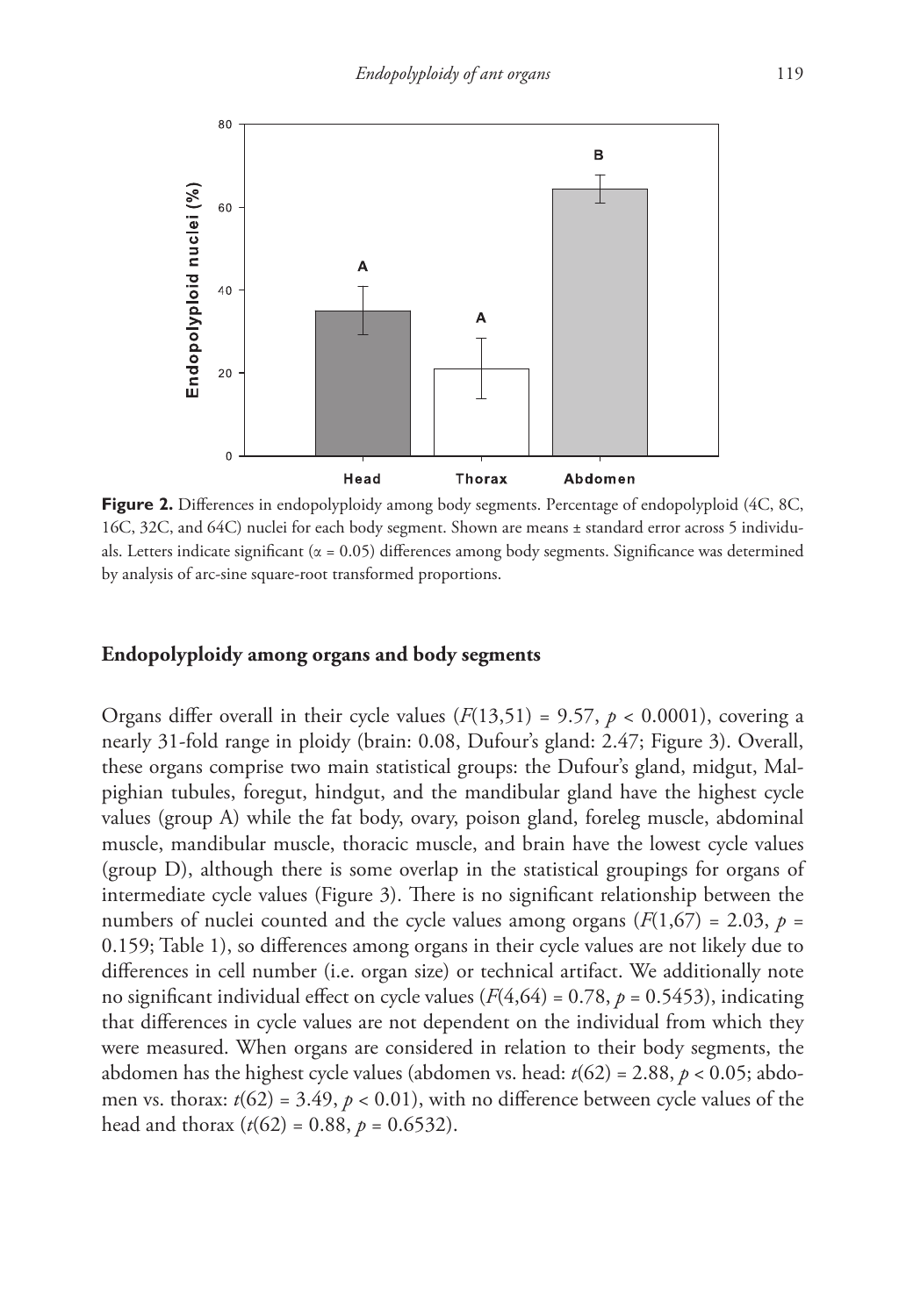**Figure 2.** Differences in endopolyploidy among body segments. Percentage of endopolyploid (4C, 8C, 16C, 32C, and 64C) nuclei for each body segment. Shown are means ± standard error across 5 individuals. Letters indicate significant ($\alpha = 0.05$) differences among body segments. Significance was determined by analysis of arc-sine square-root transformed proportions.

### Endopolyploidy among organs and body segments

Organs differ overall in their cycle values ($F(13,51) = 9.57$, $p < 0.0001$), covering a nearly 31-fold range in ploidy (brain: 0.08, Dufour's gland: 2.47; Figure 3). Overall, these organs comprise two main statistical groups: the Dufour's gland, midgut, Malpighian tubules, foregut, hindgut, and the mandibular gland have the highest cycle values (group A) while the fat body, ovary, poison gland, foreleg muscle, abdominal muscle, mandibular muscle, thoracic muscle, and brain have the lowest cycle values (group D), although there is some overlap in the statistical groupings for organs of intermediate cycle values (Figure 3). There is no significant relationship between the numbers of nuclei counted and the cycle values among organs ($F(1,67) = 2.03$, $p = 0.159$; Table 1), so differences among organs in their cycle values are not likely due to differences in cell number (i.e. organ size) or technical artifact. We additionally note no significant individual effect on cycle values ($F(4,64) = 0.78$, $p = 0.5453$), indicating that differences in cycle values are not dependent on the individual from which they were measured. When organs are considered in relation to their body segments, the abdomen has the highest cycle values (abdomen vs. head: $t(62) = 2.88$, $p < 0.05$; abdomen vs. thorax: $t(62) = 3.49$, $p < 0.01$), with no difference between cycle values of the head and thorax ($t(62) = 0.88$, $p = 0.6532$).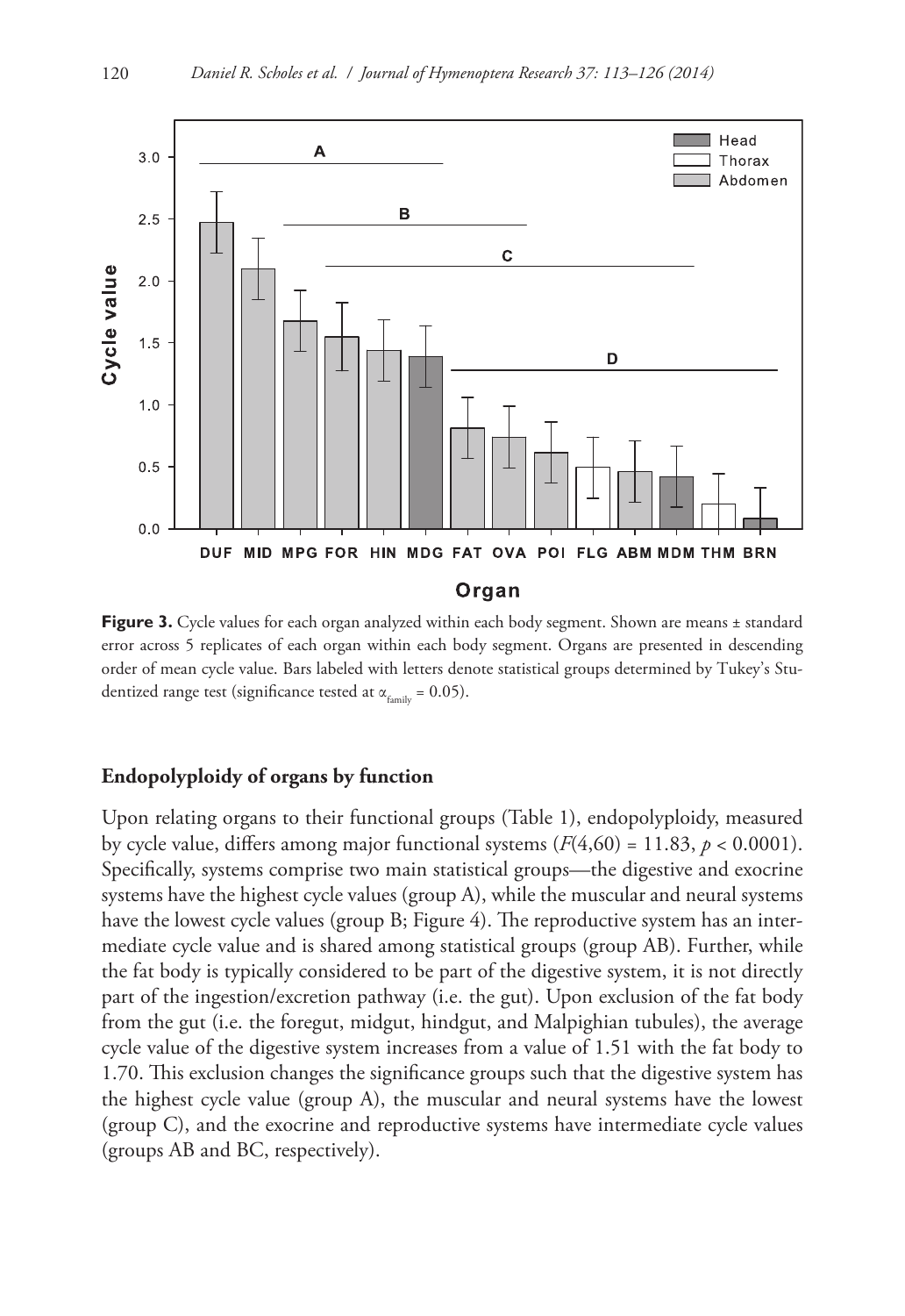**Figure 3.** Cycle values for each organ analyzed within each body segment. Shown are means ± standard error across 5 replicates of each organ within each body segment. Organs are presented in descending order of mean cycle value. Bars labeled with letters denote statistical groups determined by Tukey's Studentized range test (significance tested at $\alpha_{family} = 0.05$).

## Endopolyploidy of organs by function

Upon relating organs to their functional groups (Table 1), endopolyploidy, measured by cycle value, differs among major functional systems ($F(4,60) = 11.83$, $p < 0.0001$). Specifically, systems comprise two main statistical groups—the digestive and exocrine systems have the highest cycle values (group A), while the muscular and neural systems have the lowest cycle values (group B; Figure 4). The reproductive system has an intermediate cycle value and is shared among statistical groups (group AB). Further, while the fat body is typically considered to be part of the digestive system, it is not directly part of the ingestion/excretion pathway (i.e. the gut). Upon exclusion of the fat body from the gut (i.e. the foregut, midgut, hindgut, and Malpighian tubules), the average cycle value of the digestive system increases from a value of 1.51 with the fat body to 1.70. This exclusion changes the significance groups such that the digestive system has the highest cycle value (group A), the muscular and neural systems have the lowest (group C), and the exocrine and reproductive systems have intermediate cycle values (groups AB and BC, respectively).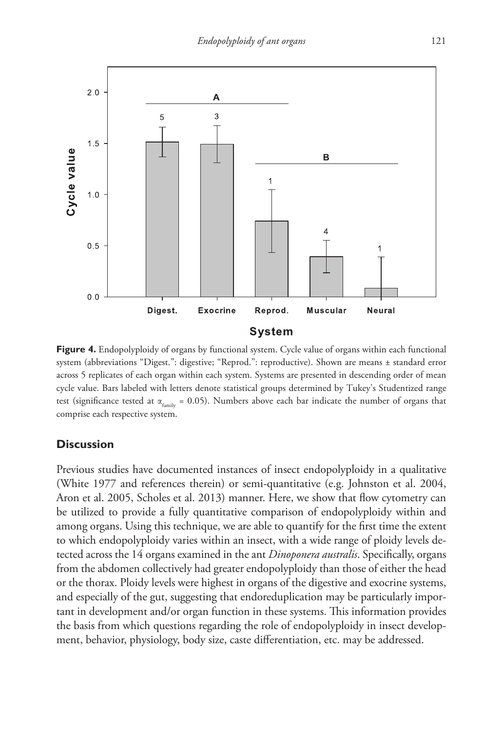**Figure 4.** Endopolyploidy of organs by functional system. Cycle value of organs within each functional system (abbreviations "Digest.": digestive; "Reprod.": reproductive). Shown are means ± standard error across 5 replicates of each organ within each system. Systems are presented in descending order of mean cycle value. Bars labeled with letters denote statistical groups determined by Tukey's Studentized range test (significance tested at $\alpha_{family} = 0.05$). Numbers above each bar indicate the number of organs that comprise each respective system.

## Discussion

Previous studies have documented instances of insect endopolyploidy in a qualitative (White 1977 and references therein) or semi-quantitative (e.g. Johnston et al. 2004, Aron et al. 2005, Scholes et al. 2013) manner. Here, we show that flow cytometry can be utilized to provide a fully quantitative comparison of endopolyploidy within and among organs. Using this technique, we are able to quantify for the first time the extent to which endopolyploidy varies within an insect, with a wide range of ploidy levels detected across the 14 organs examined in the ant *Dinoponera australis*. Specifically, organs from the abdomen collectively had greater endopolyploidy than those of either the head or the thorax. Ploidy levels were highest in organs of the digestive and exocrine systems, and especially of the gut, suggesting that endoreduplication may be particularly important in development and/or organ function in these systems. This information provides the basis from which questions regarding the role of endopolyploidy in insect development, behavior, physiology, body size, caste differentiation, etc. may be addressed.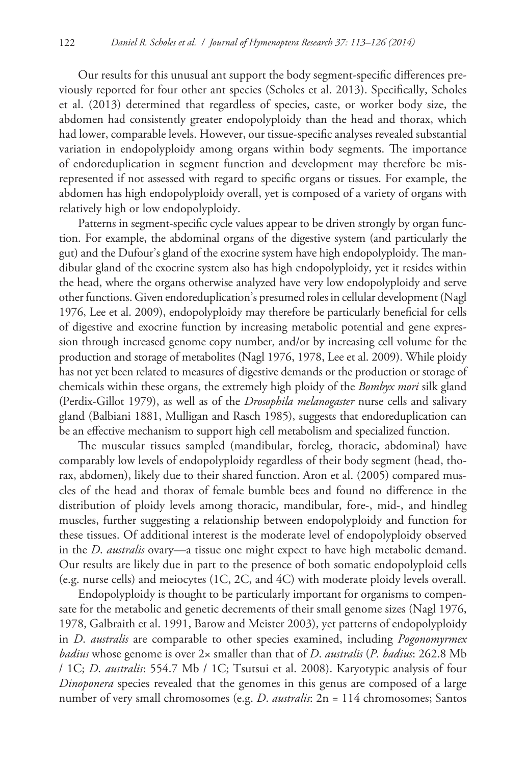Our results for this unusual ant support the body segment-specific differences previously reported for four other ant species (Scholes et al. 2013). Specifically, Scholes et al. (2013) determined that regardless of species, caste, or worker body size, the abdomen had consistently greater endopolyploidy than the head and thorax, which had lower, comparable levels. However, our tissue-specific analyses revealed substantial variation in endopolyploidy among organs within body segments. The importance of endoreduplication in segment function and development may therefore be misrepresented if not assessed with regard to specific organs or tissues. For example, the abdomen has high endopolyploidy overall, yet is composed of a variety of organs with relatively high or low endopolyploidy.

Patterns in segment-specific cycle values appear to be driven strongly by organ function. For example, the abdominal organs of the digestive system (and particularly the gut) and the Dufour's gland of the exocrine system have high endopolyploidy. The mandibular gland of the exocrine system also has high endopolyploidy, yet it resides within the head, where the organs otherwise analyzed have very low endopolyploidy and serve other functions. Given endoreduplication's presumed roles in cellular development (Nagl 1976, Lee et al. 2009), endopolyploidy may therefore be particularly beneficial for cells of digestive and exocrine function by increasing metabolic potential and gene expression through increased genome copy number, and/or by increasing cell volume for the production and storage of metabolites (Nagl 1976, 1978, Lee et al. 2009). While ploidy has not yet been related to measures of digestive demands or the production or storage of chemicals within these organs, the extremely high ploidy of the *Bombyx mori* silk gland (Perdix-Gillot 1979), as well as of the *Drosophila melanogaster* nurse cells and salivary gland (Balbiani 1881, Mulligan and Rasch 1985), suggests that endoreduplication can be an effective mechanism to support high cell metabolism and specialized function.

The muscular tissues sampled (mandibular, foreleg, thoracic, abdominal) have comparably low levels of endopolyploidy regardless of their body segment (head, thorax, abdomen), likely due to their shared function. Aron et al. (2005) compared muscles of the head and thorax of female bumble bees and found no difference in the distribution of ploidy levels among thoracic, mandibular, fore-, mid-, and hindleg muscles, further suggesting a relationship between endopolyploidy and function for these tissues. Of additional interest is the moderate level of endopolyploidy observed in the *D. australis* ovary—a tissue one might expect to have high metabolic demand. Our results are likely due in part to the presence of both somatic endopolyploid cells (e.g. nurse cells) and meiocytes (1C, 2C, and 4C) with moderate ploidy levels overall.

Endopolyploidy is thought to be particularly important for organisms to compensate for the metabolic and genetic decrements of their small genome sizes (Nagl 1976, 1978, Galbraith et al. 1991, Barow and Meister 2003), yet patterns of endopolyploidy in *D. australis* are comparable to other species examined, including *Pogonomyrmex badius* whose genome is over 2× smaller than that of *D. australis* (*P. badius*: 262.8 Mb / 1C; *D. australis*: 554.7 Mb / 1C; Tsutsui et al. 2008). Karyotypic analysis of four *Dinoponera* species revealed that the genomes in this genus are composed of a large number of very small chromosomes (e.g. *D. australis*: 2n = 114 chromosomes; Santos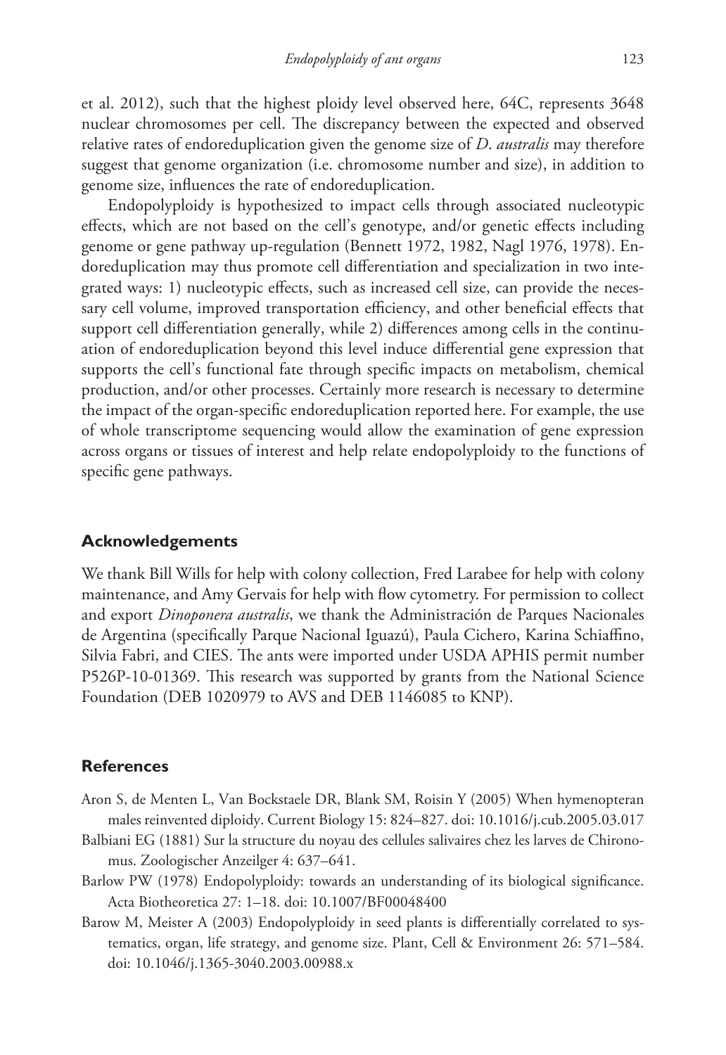et al. 2012), such that the highest ploidy level observed here, 64C, represents 3648 nuclear chromosomes per cell. The discrepancy between the expected and observed relative rates of endoreduplication given the genome size of *D. australis* may therefore suggest that genome organization (i.e. chromosome number and size), in addition to genome size, influences the rate of endoreduplication.

Endopolyploidy is hypothesized to impact cells through associated nucleotypic effects, which are not based on the cell's genotype, and/or genetic effects including genome or gene pathway up-regulation (Bennett 1972, 1982, Nagl 1976, 1978). Endoreduplication may thus promote cell differentiation and specialization in two integrated ways: 1) nucleotypic effects, such as increased cell size, can provide the necessary cell volume, improved transportation efficiency, and other beneficial effects that support cell differentiation generally, while 2) differences among cells in the continuation of endoreduplication beyond this level induce differential gene expression that supports the cell's functional fate through specific impacts on metabolism, chemical production, and/or other processes. Certainly more research is necessary to determine the impact of the organ-specific endoreduplication reported here. For example, the use of whole transcriptome sequencing would allow the examination of gene expression across organs or tissues of interest and help relate endopolyploidy to the functions of specific gene pathways.

## Acknowledgements

We thank Bill Wills for help with colony collection, Fred Larabee for help with colony maintenance, and Amy Gervais for help with flow cytometry. For permission to collect and export *Dinoponera australis*, we thank the Administración de Parques Nacionales de Argentina (specifically Parque Nacional Iguazú), Paula Cichero, Karina Schiaffino, Silvia Fabri, and CIES. The ants were imported under USDA APHIS permit number P526P-10-01369. This research was supported by grants from the National Science Foundation (DEB 1020979 to AVS and DEB 1146085 to KNP).

## References

Aron S, de Menten L, Van Bockstaele DR, Blank SM, Roisin Y (2005) When hymenopteran males reinvented diploidy. Current Biology 15: 824–827. doi: 10.1016/j.cub.2005.03.017

Balbiani EG (1881) Sur la structure du noyau des cellules salivaires chez les larves de Chironomus. Zoologischer Anzeilger 4: 637–641.

Barlow PW (1978) Endopolyploidy: towards an understanding of its biological significance. Acta Biotheoretica 27: 1–18. doi: 10.1007/BF00048400

Barow M, Meister A (2003) Endopolyploidy in seed plants is differentially correlated to systematics, organ, life strategy, and genome size. Plant, Cell & Environment 26: 571–584. doi: 10.1046/j.1365-3040.2003.00988.x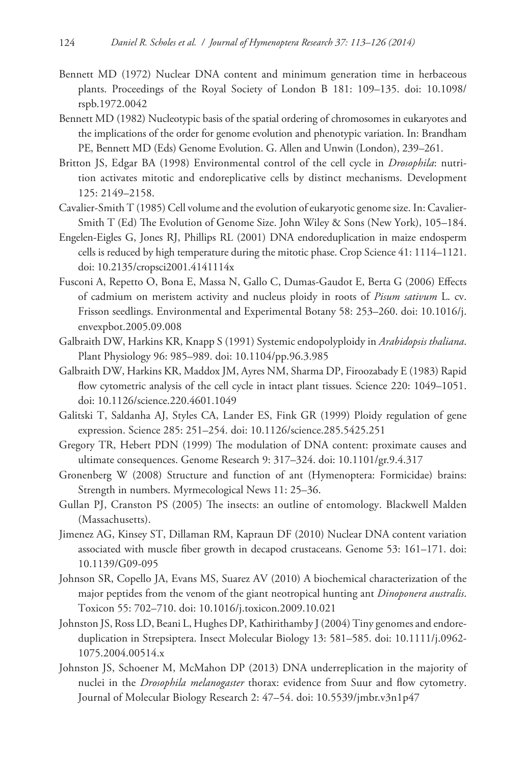Bennett MD (1972) Nuclear DNA content and minimum generation time in herbaceous plants. Proceedings of the Royal Society of London B 181: 109–135. doi: 10.1098/rspb.1972.0042

Bennett MD (1982) Nucleotypic basis of the spatial ordering of chromosomes in eukaryotes and the implications of the order for genome evolution and phenotypic variation. In: Brandham PE, Bennett MD (Eds) Genome Evolution. G. Allen and Unwin (London), 239–261.

Britton JS, Edgar BA (1998) Environmental control of the cell cycle in *Drosophila*: nutrition activates mitotic and endoreplicative cells by distinct mechanisms. Development 125: 2149–2158.

Cavalier-Smith T (1985) Cell volume and the evolution of eukaryotic genome size. In: Cavalier-Smith T (Ed) The Evolution of Genome Size. John Wiley & Sons (New York), 105–184.

Engelen-Eigles G, Jones RJ, Phillips RL (2001) DNA endoreduplication in maize endosperm cells is reduced by high temperature during the mitotic phase. Crop Science 41: 1114–1121. doi: 10.2135/cropsci2001.4141114x

Fusconi A, Repetto O, Bona E, Massa N, Gallo C, Dumas-Gaudot E, Berta G (2006) Effects of cadmium on meristem activity and nucleus ploidy in roots of *Pisum sativum* L. cv. Frisson seedlings. Environmental and Experimental Botany 58: 253–260. doi: 10.1016/j.envexpbot.2005.09.008

Galbraith DW, Harkins KR, Knapp S (1991) Systemic endopolyploidy in *Arabidopsis thaliana*. Plant Physiology 96: 985–989. doi: 10.1104/pp.96.3.985

Galbraith DW, Harkins KR, Maddox JM, Ayres NM, Sharma DP, Firoozabady E (1983) Rapid flow cytometric analysis of the cell cycle in intact plant tissues. Science 220: 1049–1051. doi: 10.1126/science.220.4601.1049

Galitski T, Saldanha AJ, Styles CA, Lander ES, Fink GR (1999) Ploidy regulation of gene expression. Science 285: 251–254. doi: 10.1126/science.285.5425.251

Gregory TR, Hebert PDN (1999) The modulation of DNA content: proximate causes and ultimate consequences. Genome Research 9: 317–324. doi: 10.1101/gr.9.4.317

Gronenberg W (2008) Structure and function of ant (Hymenoptera: Formicidae) brains: Strength in numbers. Myrmecological News 11: 25–36.

Gullan PJ, Cranston PS (2005) The insects: an outline of entomology. Blackwell Malden (Massachusetts).

Jimenez AG, Kinsey ST, Dillaman RM, Kapraun DF (2010) Nuclear DNA content variation associated with muscle fiber growth in decapod crustaceans. Genome 53: 161–171. doi: 10.1139/G09-095

Johnson SR, Copello JA, Evans MS, Suarez AV (2010) A biochemical characterization of the major peptides from the venom of the giant neotropical hunting ant *Dinoponera australis*. Toxicon 55: 702–710. doi: 10.1016/j.toxicon.2009.10.021

Johnston JS, Ross LD, Beani L, Hughes DP, Kathirithamby J (2004) Tiny genomes and endoreduplication in Strepsiptera. Insect Molecular Biology 13: 581–585. doi: 10.1111/j.0962-1075.2004.00514.x

Johnston JS, Schoener M, McMahon DP (2013) DNA underreplication in the majority of nuclei in the *Drosophila melanogaster* thorax: evidence from Suur and flow cytometry. Journal of Molecular Biology Research 2: 47–54. doi: 10.5539/jmbr.v3n1p47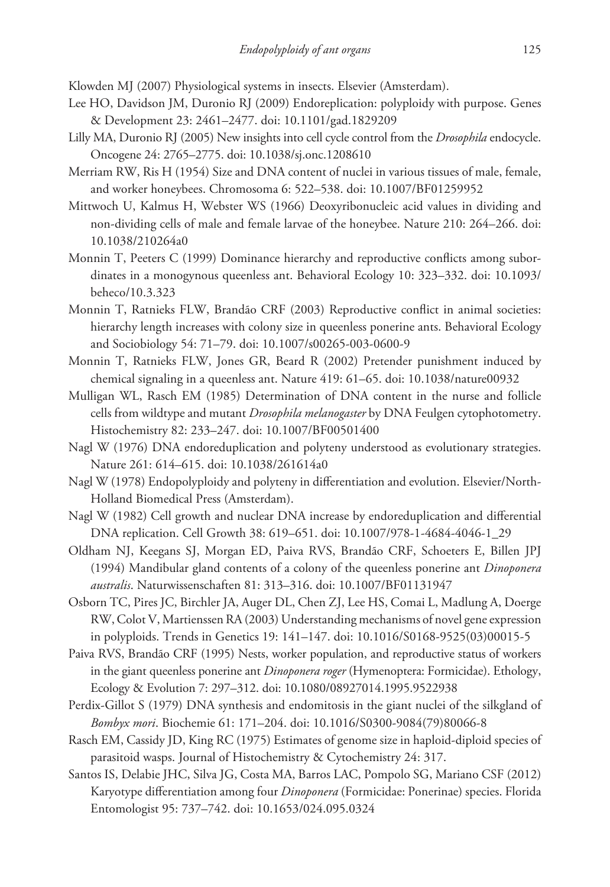Klowden MJ (2007) Physiological systems in insects. Elsevier (Amsterdam).

Lee HO, Davidson JM, Duronio RJ (2009) Endoreplication: polyploidy with purpose. Genes & Development 23: 2461–2477. doi: 10.1101/gad.1829209

Lilly MA, Duronio RJ (2005) New insights into cell cycle control from the *Drosophila* endocycle. Oncogene 24: 2765–2775. doi: 10.1038/sj.onc.1208610

Merriam RW, Ris H (1954) Size and DNA content of nuclei in various tissues of male, female, and worker honeybees. Chromosoma 6: 522–538. doi: 10.1007/BF01259952

Mittwoch U, Kalmus H, Webster WS (1966) Deoxyribonucleic acid values in dividing and non-dividing cells of male and female larvae of the honeybee. Nature 210: 264–266. doi: 10.1038/210264a0

Monnin T, Peeters C (1999) Dominance hierarchy and reproductive conflicts among subordinates in a monogynous queenless ant. Behavioral Ecology 10: 323–332. doi: 10.1093/beheco/10.3.323

Monnin T, Ratnieks FLW, Brandão CRF (2003) Reproductive conflict in animal societies: hierarchy length increases with colony size in queenless ponerine ants. Behavioral Ecology and Sociobiology 54: 71–79. doi: 10.1007/s00265-003-0600-9

Monnin T, Ratnieks FLW, Jones GR, Beard R (2002) Pretender punishment induced by chemical signaling in a queenless ant. Nature 419: 61–65. doi: 10.1038/nature00932

Mulligan WL, Rasch EM (1985) Determination of DNA content in the nurse and follicle cells from wildtype and mutant *Drosophila melanogaster* by DNA Feulgen cytophotometry. Histochemistry 82: 233–247. doi: 10.1007/BF00501400

Nagl W (1976) DNA endoreduplication and polyteny understood as evolutionary strategies. Nature 261: 614–615. doi: 10.1038/261614a0

Nagl W (1978) Endopolyploidy and polyteny in differentiation and evolution. Elsevier/North-Holland Biomedical Press (Amsterdam).

Nagl W (1982) Cell growth and nuclear DNA increase by endoreduplication and differential DNA replication. Cell Growth 38: 619–651. doi: 10.1007/978-1-4684-4046-1_29

Oldham NJ, Keegans SJ, Morgan ED, Paiva RVS, Brandão CRF, Schoeters E, Billen JPJ (1994) Mandibular gland contents of a colony of the queenless ponerine ant *Dinoponera australis*. Naturwissenschaften 81: 313–316. doi: 10.1007/BF01131947

Osborn TC, Pires JC, Birchler JA, Auger DL, Chen ZJ, Lee HS, Comai L, Madlung A, Doerge RW, Colot V, Martienssen RA (2003) Understanding mechanisms of novel gene expression in polyploids. Trends in Genetics 19: 141–147. doi: 10.1016/S0168-9525(03)00015-5

Paiva RVS, Brandão CRF (1995) Nests, worker population, and reproductive status of workers in the giant queenless ponerine ant *Dinoponera roger* (Hymenoptera: Formicidae). Ethology, Ecology & Evolution 7: 297–312. doi: 10.1080/08927014.1995.9522938

Perdix-Gillot S (1979) DNA synthesis and endomitosis in the giant nuclei of the silkgland of *Bombyx mori*. Biochemie 61: 171–204. doi: 10.1016/S0300-9084(79)80066-8

Rasch EM, Cassidy JD, King RC (1975) Estimates of genome size in haploid-diploid species of parasitoid wasps. Journal of Histochemistry & Cytochemistry 24: 317.

Santos IS, Delabie JHC, Silva JG, Costa MA, Barros LAC, Pompolo SG, Mariano CSF (2012) Karyotype differentiation among four *Dinoponera* (Formicidae: Ponerinae) species. Florida Entomologist 95: 737–742. doi: 10.1653/024.095.0324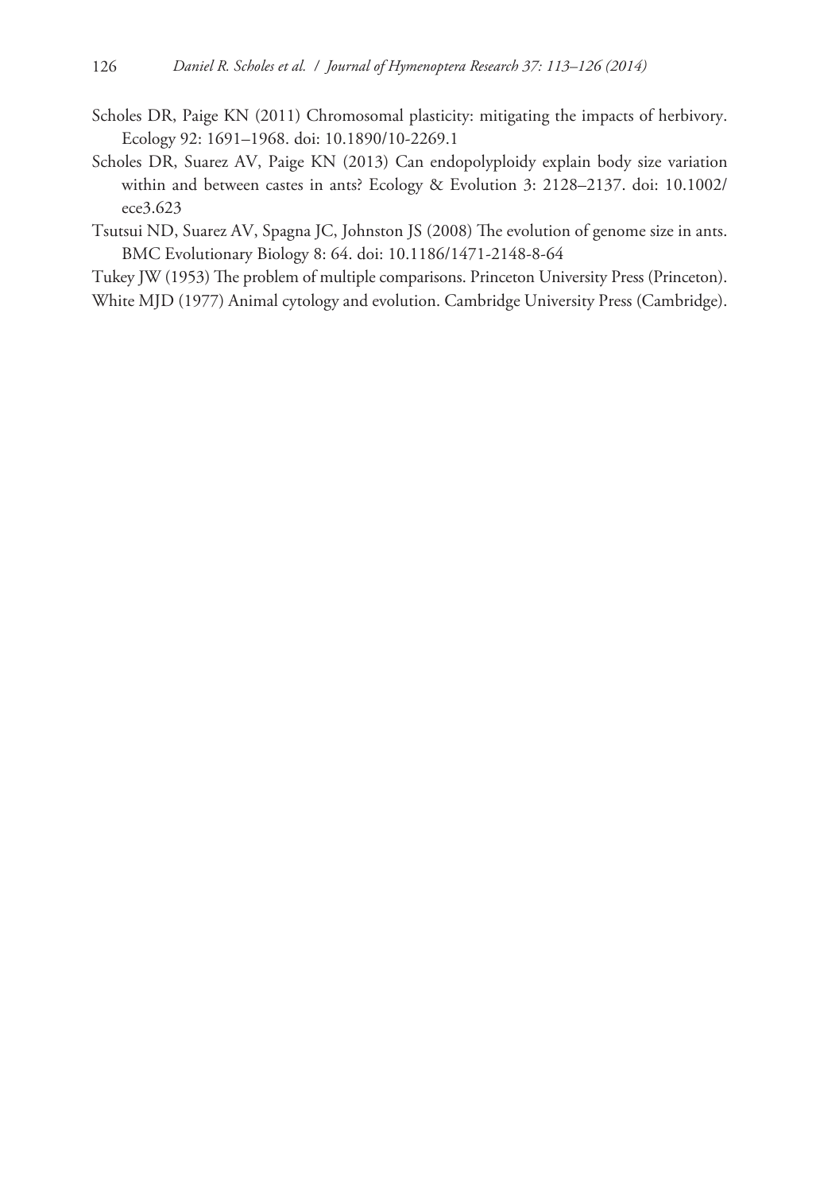Scholes DR, Paige KN (2011) Chromosomal plasticity: mitigating the impacts of herbivory. Ecology 92: 1691–1968. doi: 10.1890/10-2269.1

Scholes DR, Suarez AV, Paige KN (2013) Can endopolyploidy explain body size variation within and between castes in ants? Ecology & Evolution 3: 2128–2137. doi: 10.1002/ece3.623

Tsutsui ND, Suarez AV, Spagna JC, Johnston JS (2008) The evolution of genome size in ants. BMC Evolutionary Biology 8: 64. doi: 10.1186/1471-2148-8-64

Tukey JW (1953) The problem of multiple comparisons. Princeton University Press (Princeton).

White MJD (1977) Animal cytology and evolution. Cambridge University Press (Cambridge).